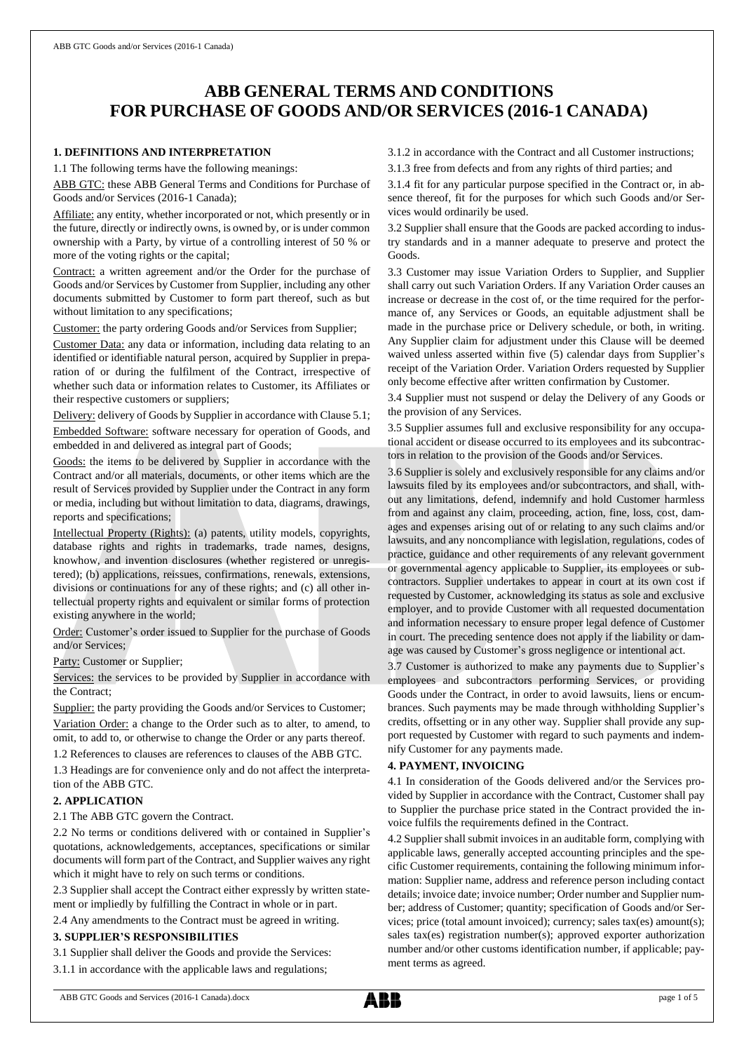# ABB GENERAL TERMS AND CONDITIONS FOR PURCHASE OF GOODS AND/OR SERVICES (2016-1 CANADA)

## 1. DEFINITIONS AND INTERPRETATION

1.1 The following terms have the following meanings:

ABB GTC: these ABB General Terms and Conditions for Purchase of Goods and/or Services (2016-1 Canada);

Affiliate: any entity, whether incorporated or not, which presently or in the future, directly or indirectly owns, is owned by, or is under common ownership with a Party, by virtue of a controlling interest of 50 % or more of the voting rights or the capital;

Contract: a written agreement and/or the Order for the purchase of Goods and/or Services by Customer from Supplier, including any other documents submitted by Customer to form part thereof, such as but without limitation to any specifications;

Customer: the party ordering Goods and/or Services from Supplier;

Customer Data: any data or information, including data relating to an identified or identifiable natural person, acquired by Supplier in preparation of or during the fulfilment of the Contract, irrespective of whether such data or information relates to Customer, its Affiliates or their respective customers or suppliers;

Delivery: delivery of Goods by Supplier in accordance with Clause 5.1;

Embedded Software: software necessary for operation of Goods, and embedded in and delivered as integral part of Goods;

Goods: the items to be delivered by Supplier in accordance with the Contract and/or all materials, documents, or other items which are the result of Services provided by Supplier under the Contract in any form or media, including but without limitation to data, diagrams, drawings, reports and specifications;

Intellectual Property (Rights): (a) patents, utility models, copyrights, database rights and rights in trademarks, trade names, designs, knowhow, and invention disclosures (whether registered or unregistered); (b) applications, reissues, confirmations, renewals, extensions, divisions or continuations for any of these rights; and (c) all other intellectual property rights and equivalent or similar forms of protection existing anywhere in the world;

Order: Customer's order issued to Supplier for the purchase of Goods and/or Services;

Party: Customer or Supplier;

Services: the services to be provided by Supplier in accordance with the Contract;

Supplier: the party providing the Goods and/or Services to Customer;

Variation Order: a change to the Order such as to alter, to amend, to omit, to add to, or otherwise to change the Order or any parts thereof.

1.2 References to clauses are references to clauses of the ABB GTC.

1.3 Headings are for convenience only and do not affect the interpretation of the ABB GTC.

## 2. APPLICATION

2.1 The ABB GTC govern the Contract.

2.2 No terms or conditions delivered with or contained in Supplier's quotations, acknowledgements, acceptances, specifications or similar documents will form part of the Contract, and Supplier waives any right which it might have to rely on such terms or conditions.

2.3 Supplier shall accept the Contract either expressly by written statement or impliedly by fulfilling the Contract in whole or in part.

2.4 Any amendments to the Contract must be agreed in writing.

## 3. SUPPLIER'S RESPONSIBILITIES

3.1 Supplier shall deliver the Goods and provide the Services:

3.1.1 in accordance with the applicable laws and regulations;

3.1.2 in accordance with the Contract and all Customer instructions;

3.1.3 free from defects and from any rights of third parties; and

3.1.4 fit for any particular purpose specified in the Contract or, in absence thereof, fit for the purposes for which such Goods and/or Services would ordinarily be used.

3.2 Supplier shall ensure that the Goods are packed according to industry standards and in a manner adequate to preserve and protect the Goods.

3.3 Customer may issue Variation Orders to Supplier, and Supplier shall carry out such Variation Orders. If any Variation Order causes an increase or decrease in the cost of, or the time required for the performance of, any Services or Goods, an equitable adjustment shall be made in the purchase price or Delivery schedule, or both, in writing. Any Supplier claim for adjustment under this Clause will be deemed waived unless asserted within five (5) calendar days from Supplier's receipt of the Variation Order. Variation Orders requested by Supplier only become effective after written confirmation by Customer.

3.4 Supplier must not suspend or delay the Delivery of any Goods or the provision of any Services.

3.5 Supplier assumes full and exclusive responsibility for any occupational accident or disease occurred to its employees and its subcontractors in relation to the provision of the Goods and/or Services.

3.6 Supplier is solely and exclusively responsible for any claims and/or lawsuits filed by its employees and/or subcontractors, and shall, without any limitations, defend, indemnify and hold Customer harmless from and against any claim, proceeding, action, fine, loss, cost, damages and expenses arising out of or relating to any such claims and/or lawsuits, and any noncompliance with legislation, regulations, codes of practice, guidance and other requirements of any relevant government or governmental agency applicable to Supplier, its employees or subcontractors. Supplier undertakes to appear in court at its own cost if requested by Customer, acknowledging its status as sole and exclusive employer, and to provide Customer with all requested documentation and information necessary to ensure proper legal defence of Customer in court. The preceding sentence does not apply if the liability or damage was caused by Customer's gross negligence or intentional act.

3.7 Customer is authorized to make any payments due to Supplier's employees and subcontractors performing Services, or providing Goods under the Contract, in order to avoid lawsuits, liens or encumbrances. Such payments may be made through withholding Supplier's credits, offsetting or in any other way. Supplier shall provide any support requested by Customer with regard to such payments and indemnify Customer for any payments made.

## 4. PAYMENT, INVOICING

4.1 In consideration of the Goods delivered and/or the Services provided by Supplier in accordance with the Contract, Customer shall pay to Supplier the purchase price stated in the Contract provided the invoice fulfils the requirements defined in the Contract.

4.2 Supplier shall submit invoices in an auditable form, complying with applicable laws, generally accepted accounting principles and the specific Customer requirements, containing the following minimum information: Supplier name, address and reference person including contact details; invoice date; invoice number; Order number and Supplier number; address of Customer; quantity; specification of Goods and/or Services; price (total amount invoiced); currency; sales tax(es) amount(s); sales tax(es) registration number(s); approved exporter authorization number and/or other customs identification number, if applicable; payment terms as agreed.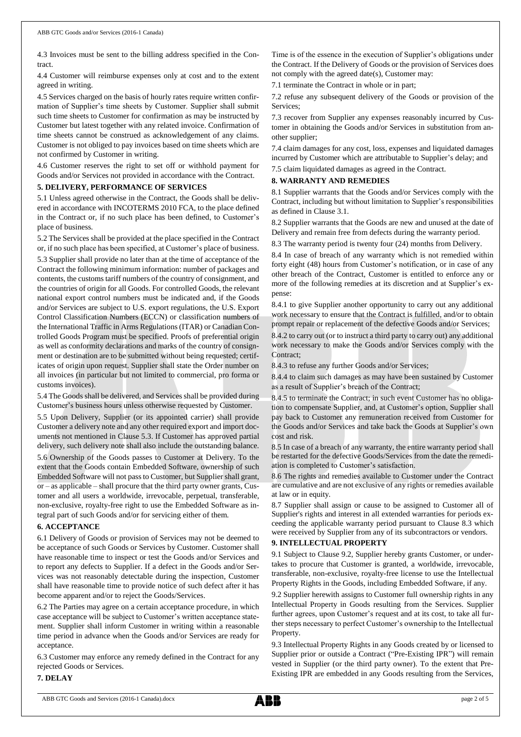4.3 Invoices must be sent to the billing address specified in the Contract.

4.4 Customer will reimburse expenses only at cost and to the extent agreed in writing.

4.5 Services charged on the basis of hourly rates require written confirmation of Supplier's time sheets by Customer. Supplier shall submit such time sheets to Customer for confirmation as may be instructed by Customer but latest together with any related invoice. Confirmation of time sheets cannot be construed as acknowledgement of any claims. Customer is not obliged to pay invoices based on time sheets which are not confirmed by Customer in writing.

4.6 Customer reserves the right to set off or withhold payment for Goods and/or Services not provided in accordance with the Contract.

## 5. DELIVERY, PERFORMANCE OF SERVICES

5.1 Unless agreed otherwise in the Contract, the Goods shall be delivered in accordance with INCOTERMS 2010 FCA, to the place defined in the Contract or, if no such place has been defined, to Customer's place of business.

5.2 The Services shall be provided at the place specified in the Contract or, if no such place has been specified, at Customer's place of business.

5.3 Supplier shall provide no later than at the time of acceptance of the Contract the following minimum information: number of packages and contents, the customs tariff numbers of the country of consignment, and the countries of origin for all Goods. For controlled Goods, the relevant national export control numbers must be indicated and, if the Goods and/or Services are subject to U.S. export regulations, the U.S. Export Control Classification Numbers (ECCN) or classification numbers of the International Traffic in Arms Regulations (ITAR) or Canadian Controlled Goods Program must be specified. Proofs of preferential origin as well as conformity declarations and marks of the country of consignment or destination are to be submitted without being requested; certificates of origin upon request. Supplier shall state the Order number on all invoices (in particular but not limited to commercial, pro forma or customs invoices).

5.4 The Goods shall be delivered, and Services shall be provided during Customer's business hours unless otherwise requested by Customer.

5.5 Upon Delivery, Supplier (or its appointed carrier) shall provide Customer a delivery note and any other required export and import documents not mentioned in Clause 5.3. If Customer has approved partial delivery, such delivery note shall also include the outstanding balance.

5.6 Ownership of the Goods passes to Customer at Delivery. To the extent that the Goods contain Embedded Software, ownership of such Embedded Software will not pass to Customer, but Supplier shall grant, or – as applicable – shall procure that the third party owner grants, Customer and all users a worldwide, irrevocable, perpetual, transferable, non-exclusive, royalty-free right to use the Embedded Software as integral part of such Goods and/or for servicing either of them.

## 6. ACCEPTANCE

6.1 Delivery of Goods or provision of Services may not be deemed to be acceptance of such Goods or Services by Customer. Customer shall have reasonable time to inspect or test the Goods and/or Services and to report any defects to Supplier. If a defect in the Goods and/or Services was not reasonably detectable during the inspection, Customer shall have reasonable time to provide notice of such defect after it has become apparent and/or to reject the Goods/Services.

6.2 The Parties may agree on a certain acceptance procedure, in which case acceptance will be subject to Customer's written acceptance statement. Supplier shall inform Customer in writing within a reasonable time period in advance when the Goods and/or Services are ready for acceptance.

6.3 Customer may enforce any remedy defined in the Contract for any rejected Goods or Services.

## 7. DELAY

Time is of the essence in the execution of Supplier's obligations under the Contract. If the Delivery of Goods or the provision of Services does not comply with the agreed date(s), Customer may:

7.1 terminate the Contract in whole or in part;

7.2 refuse any subsequent delivery of the Goods or provision of the Services;

7.3 recover from Supplier any expenses reasonably incurred by Customer in obtaining the Goods and/or Services in substitution from another supplier;

7.4 claim damages for any cost, loss, expenses and liquidated damages incurred by Customer which are attributable to Supplier's delay; and

7.5 claim liquidated damages as agreed in the Contract.

## 8. WARRANTY AND REMEDIES

8.1 Supplier warrants that the Goods and/or Services comply with the Contract, including but without limitation to Supplier's responsibilities as defined in Clause 3.1.

8.2 Supplier warrants that the Goods are new and unused at the date of Delivery and remain free from defects during the warranty period.

8.3 The warranty period is twenty four (24) months from Delivery.

8.4 In case of breach of any warranty which is not remedied within forty eight (48) hours from Customer's notification, or in case of any other breach of the Contract, Customer is entitled to enforce any or more of the following remedies at its discretion and at Supplier's expense:

8.4.1 to give Supplier another opportunity to carry out any additional work necessary to ensure that the Contract is fulfilled, and/or to obtain prompt repair or replacement of the defective Goods and/or Services;

8.4.2 to carry out (or to instruct a third party to carry out) any additional work necessary to make the Goods and/or Services comply with the Contract;

8.4.3 to refuse any further Goods and/or Services;

8.4.4 to claim such damages as may have been sustained by Customer as a result of Supplier's breach of the Contract;

8.4.5 to terminate the Contract; in such event Customer has no obligation to compensate Supplier, and, at Customer's option, Supplier shall pay back to Customer any remuneration received from Customer for the Goods and/or Services and take back the Goods at Supplier's own cost and risk.

8.5 In case of a breach of any warranty, the entire warranty period shall be restarted for the defective Goods/Services from the date the remediation is completed to Customer's satisfaction.

8.6 The rights and remedies available to Customer under the Contract are cumulative and are not exclusive of any rights or remedies available at law or in equity.

8.7 Supplier shall assign or cause to be assigned to Customer all of Supplier's rights and interest in all extended warranties for periods exceeding the applicable warranty period pursuant to Clause 8.3 which were received by Supplier from any of its subcontractors or vendors.

## 9. INTELLECTUAL PROPERTY

9.1 Subject to Clause 9.2, Supplier hereby grants Customer, or undertakes to procure that Customer is granted, a worldwide, irrevocable, transferable, non-exclusive, royalty-free license to use the Intellectual Property Rights in the Goods, including Embedded Software, if any.

9.2 Supplier herewith assigns to Customer full ownership rights in any Intellectual Property in Goods resulting from the Services. Supplier further agrees, upon Customer's request and at its cost, to take all further steps necessary to perfect Customer's ownership to the Intellectual Property.

9.3 Intellectual Property Rights in any Goods created by or licensed to Supplier prior or outside a Contract ("Pre-Existing IPR") will remain vested in Supplier (or the third party owner). To the extent that Pre-Existing IPR are embedded in any Goods resulting from the Services,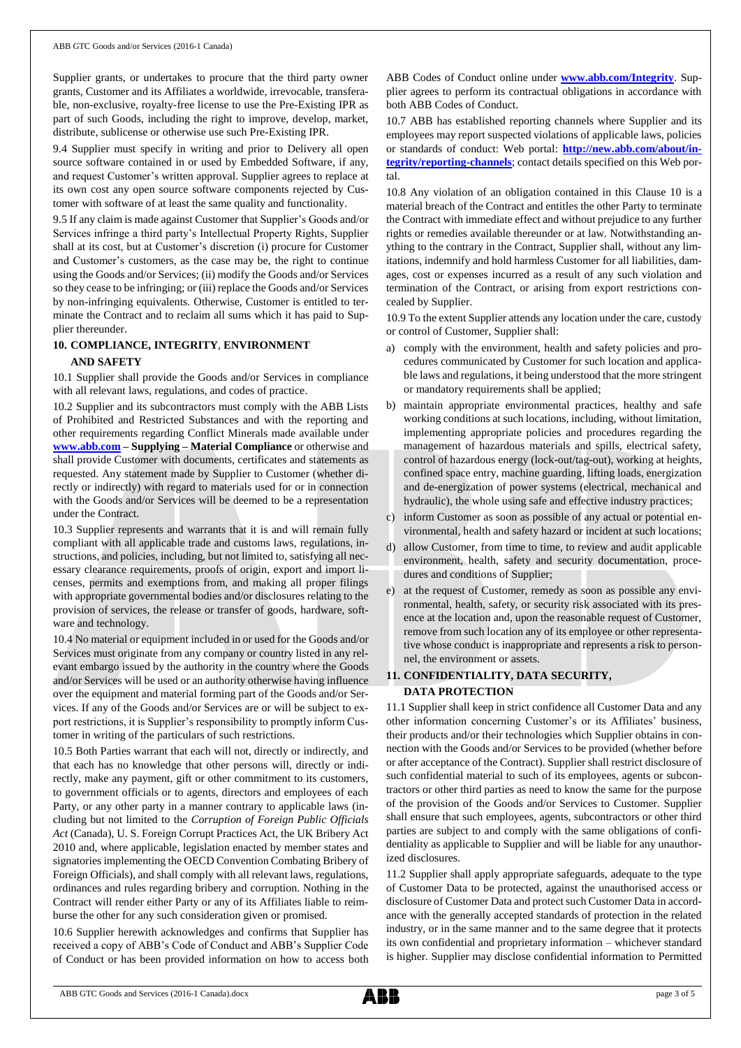Supplier grants, or undertakes to procure that the third party owner grants, Customer and its Affiliates a worldwide, irrevocable, transferable, non-exclusive, royalty-free license to use the Pre-Existing IPR as part of such Goods, including the right to improve, develop, market, distribute, sublicense or otherwise use such Pre-Existing IPR.

9.4 Supplier must specify in writing and prior to Delivery all open source software contained in or used by Embedded Software, if any, and request Customer's written approval. Supplier agrees to replace at its own cost any open source software components rejected by Customer with software of at least the same quality and functionality.

9.5 If any claim is made against Customer that Supplier's Goods and/or Services infringe a third party's Intellectual Property Rights, Supplier shall at its cost, but at Customer's discretion (i) procure for Customer and Customer's customers, as the case may be, the right to continue using the Goods and/or Services; (ii) modify the Goods and/or Services so they cease to be infringing; or (iii) replace the Goods and/or Services by non-infringing equivalents. Otherwise, Customer is entitled to terminate the Contract and to reclaim all sums which it has paid to Supplier thereunder.

## 10. COMPLIANCE, INTEGRITY, ENVIRONMENT AND SAFETY

10.1 Supplier shall provide the Goods and/or Services in compliance with all relevant laws, regulations, and codes of practice.

10.2 Supplier and its subcontractors must comply with the ABB Lists of Prohibited and Restricted Substances and with the reporting and other requirements regarding Conflict Minerals made available under **www.abb.com – Supplying – Material Compliance** or otherwise and shall provide Customer with documents, certificates and statements as requested. Any statement made by Supplier to Customer (whether directly or indirectly) with regard to materials used for or in connection with the Goods and/or Services will be deemed to be a representation under the Contract.

10.3 Supplier represents and warrants that it is and will remain fully compliant with all applicable trade and customs laws, regulations, instructions, and policies, including, but not limited to, satisfying all necessary clearance requirements, proofs of origin, export and import licenses, permits and exemptions from, and making all proper filings with appropriate governmental bodies and/or disclosures relating to the provision of services, the release or transfer of goods, hardware, software and technology.

10.4 No material or equipment included in or used for the Goods and/or Services must originate from any company or country listed in any relevant embargo issued by the authority in the country where the Goods and/or Services will be used or an authority otherwise having influence over the equipment and material forming part of the Goods and/or Services. If any of the Goods and/or Services are or will be subject to export restrictions, it is Supplier's responsibility to promptly inform Customer in writing of the particulars of such restrictions.

10.5 Both Parties warrant that each will not, directly or indirectly, and that each has no knowledge that other persons will, directly or indirectly, make any payment, gift or other commitment to its customers, to government officials or to agents, directors and employees of each Party, or any other party in a manner contrary to applicable laws (including but not limited to the *Corruption of Foreign Public Officials Act* (Canada), U. S. Foreign Corrupt Practices Act, the UK Bribery Act 2010 and, where applicable, legislation enacted by member states and signatories implementing the OECD Convention Combating Bribery of Foreign Officials), and shall comply with all relevant laws, regulations, ordinances and rules regarding bribery and corruption. Nothing in the Contract will render either Party or any of its Affiliates liable to reimburse the other for any such consideration given or promised.

10.6 Supplier herewith acknowledges and confirms that Supplier has received a copy of ABB's Code of Conduct and ABB's Supplier Code of Conduct or has been provided information on how to access both ABB Codes of Conduct online under **www.abb.com/Integrity**. Supplier agrees to perform its contractual obligations in accordance with both ABB Codes of Conduct.

10.7 ABB has established reporting channels where Supplier and its employees may report suspected violations of applicable laws, policies or standards of conduct: Web portal: **http://new.abb.com/about/integrity/reporting-channels**; contact details specified on this Web portal.

10.8 Any violation of an obligation contained in this Clause 10 is a material breach of the Contract and entitles the other Party to terminate the Contract with immediate effect and without prejudice to any further rights or remedies available thereunder or at law. Notwithstanding anything to the contrary in the Contract, Supplier shall, without any limitations, indemnify and hold harmless Customer for all liabilities, damages, cost or expenses incurred as a result of any such violation and termination of the Contract, or arising from export restrictions concealed by Supplier.

10.9 To the extent Supplier attends any location under the care, custody or control of Customer, Supplier shall:

a) comply with the environment, health and safety policies and procedures communicated by Customer for such location and applicable laws and regulations, it being understood that the more stringent or mandatory requirements shall be applied;
b) maintain appropriate environmental practices, healthy and safe working conditions at such locations, including, without limitation, implementing appropriate policies and procedures regarding the management of hazardous materials and spills, electrical safety, control of hazardous energy (lock-out/tag-out), working at heights, confined space entry, machine guarding, lifting loads, energization and de-energization of power systems (electrical, mechanical and hydraulic), the whole using safe and effective industry practices;
c) inform Customer as soon as possible of any actual or potential environmental, health and safety hazard or incident at such locations;
d) allow Customer, from time to time, to review and audit applicable environment, health, safety and security documentation, procedures and conditions of Supplier;
e) at the request of Customer, remedy as soon as possible any environmental, health, safety, or security risk associated with its presence at the location and, upon the reasonable request of Customer, remove from such location any of its employee or other representative whose conduct is inappropriate and represents a risk to personnel, the environment or assets.

## 11. CONFIDENTIALITY, DATA SECURITY, DATA PROTECTION

11.1 Supplier shall keep in strict confidence all Customer Data and any other information concerning Customer's or its Affiliates' business, their products and/or their technologies which Supplier obtains in connection with the Goods and/or Services to be provided (whether before or after acceptance of the Contract). Supplier shall restrict disclosure of such confidential material to such of its employees, agents or subcontractors or other third parties as need to know the same for the purpose of the provision of the Goods and/or Services to Customer. Supplier shall ensure that such employees, agents, subcontractors or other third parties are subject to and comply with the same obligations of confidentiality as applicable to Supplier and will be liable for any unauthorized disclosures.

11.2 Supplier shall apply appropriate safeguards, adequate to the type of Customer Data to be protected, against the unauthorised access or disclosure of Customer Data and protect such Customer Data in accordance with the generally accepted standards of protection in the related industry, or in the same manner and to the same degree that it protects its own confidential and proprietary information – whichever standard is higher. Supplier may disclose confidential information to Permitted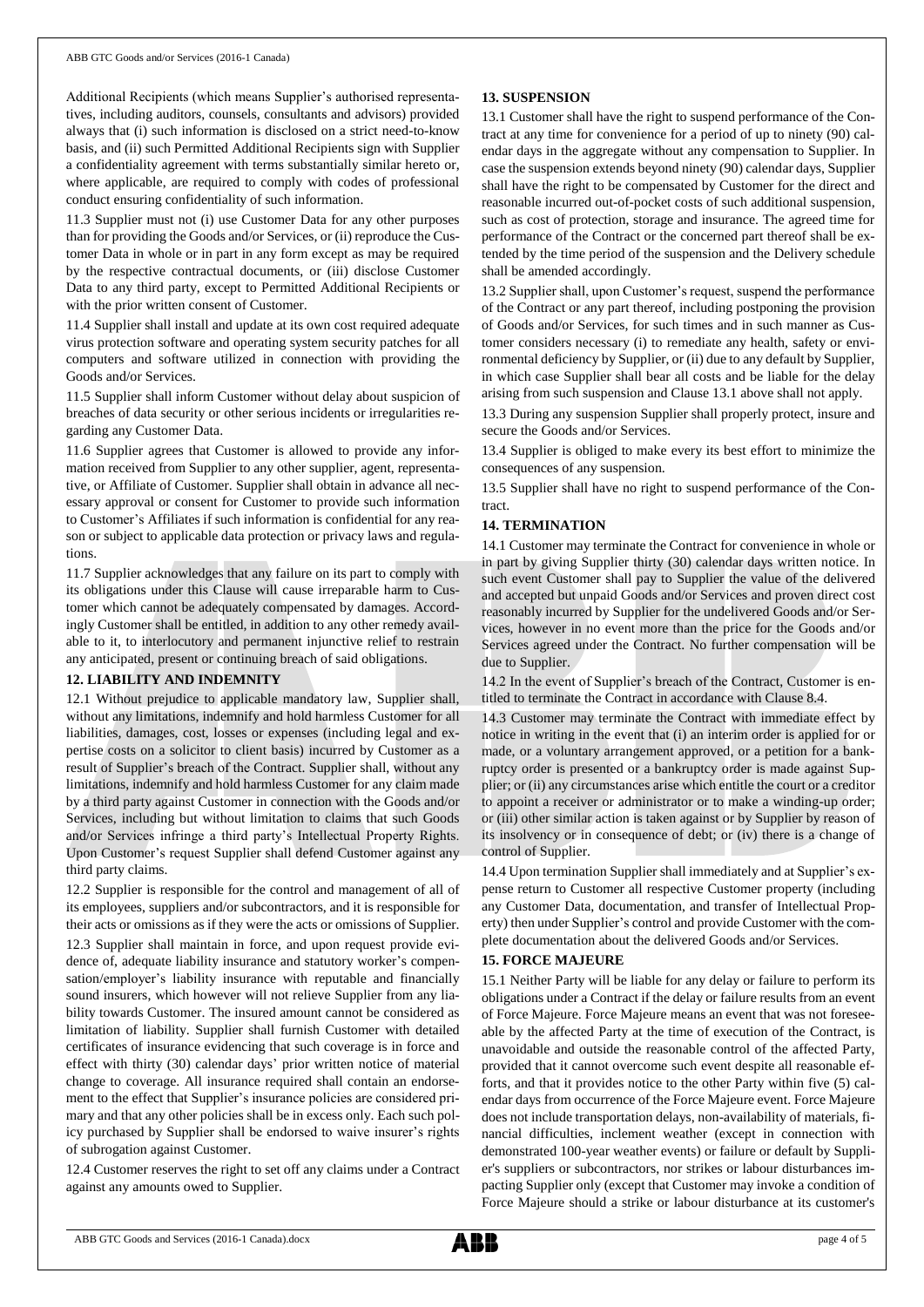Additional Recipients (which means Supplier's authorised representatives, including auditors, counsels, consultants and advisors) provided always that (i) such information is disclosed on a strict need-to-know basis, and (ii) such Permitted Additional Recipients sign with Supplier a confidentiality agreement with terms substantially similar hereto or, where applicable, are required to comply with codes of professional conduct ensuring confidentiality of such information.

11.3 Supplier must not (i) use Customer Data for any other purposes than for providing the Goods and/or Services, or (ii) reproduce the Customer Data in whole or in part in any form except as may be required by the respective contractual documents, or (iii) disclose Customer Data to any third party, except to Permitted Additional Recipients or with the prior written consent of Customer.

11.4 Supplier shall install and update at its own cost required adequate virus protection software and operating system security patches for all computers and software utilized in connection with providing the Goods and/or Services.

11.5 Supplier shall inform Customer without delay about suspicion of breaches of data security or other serious incidents or irregularities regarding any Customer Data.

11.6 Supplier agrees that Customer is allowed to provide any information received from Supplier to any other supplier, agent, representative, or Affiliate of Customer. Supplier shall obtain in advance all necessary approval or consent for Customer to provide such information to Customer's Affiliates if such information is confidential for any reason or subject to applicable data protection or privacy laws and regulations.

11.7 Supplier acknowledges that any failure on its part to comply with its obligations under this Clause will cause irreparable harm to Customer which cannot be adequately compensated by damages. Accordingly Customer shall be entitled, in addition to any other remedy available to it, to interlocutory and permanent injunctive relief to restrain any anticipated, present or continuing breach of said obligations.

## 12. LIABILITY AND INDEMNITY

12.1 Without prejudice to applicable mandatory law, Supplier shall, without any limitations, indemnify and hold harmless Customer for all liabilities, damages, cost, losses or expenses (including legal and expertise costs on a solicitor to client basis) incurred by Customer as a result of Supplier's breach of the Contract. Supplier shall, without any limitations, indemnify and hold harmless Customer for any claim made by a third party against Customer in connection with the Goods and/or Services, including but without limitation to claims that such Goods and/or Services infringe a third party's Intellectual Property Rights. Upon Customer's request Supplier shall defend Customer against any third party claims.

12.2 Supplier is responsible for the control and management of all of its employees, suppliers and/or subcontractors, and it is responsible for their acts or omissions as if they were the acts or omissions of Supplier.

12.3 Supplier shall maintain in force, and upon request provide evidence of, adequate liability insurance and statutory worker's compensation/employer's liability insurance with reputable and financially sound insurers, which however will not relieve Supplier from any liability towards Customer. The insured amount cannot be considered as limitation of liability. Supplier shall furnish Customer with detailed certificates of insurance evidencing that such coverage is in force and effect with thirty (30) calendar days' prior written notice of material change to coverage. All insurance required shall contain an endorsement to the effect that Supplier's insurance policies are considered primary and that any other policies shall be in excess only. Each such policy purchased by Supplier shall be endorsed to waive insurer's rights of subrogation against Customer.

12.4 Customer reserves the right to set off any claims under a Contract against any amounts owed to Supplier.

## 13. SUSPENSION

13.1 Customer shall have the right to suspend performance of the Contract at any time for convenience for a period of up to ninety (90) calendar days in the aggregate without any compensation to Supplier. In case the suspension extends beyond ninety (90) calendar days, Supplier shall have the right to be compensated by Customer for the direct and reasonable incurred out-of-pocket costs of such additional suspension, such as cost of protection, storage and insurance. The agreed time for performance of the Contract or the concerned part thereof shall be extended by the time period of the suspension and the Delivery schedule shall be amended accordingly.

13.2 Supplier shall, upon Customer's request, suspend the performance of the Contract or any part thereof, including postponing the provision of Goods and/or Services, for such times and in such manner as Customer considers necessary (i) to remediate any health, safety or environmental deficiency by Supplier, or (ii) due to any default by Supplier, in which case Supplier shall bear all costs and be liable for the delay arising from such suspension and Clause 13.1 above shall not apply.

13.3 During any suspension Supplier shall properly protect, insure and secure the Goods and/or Services.

13.4 Supplier is obliged to make every its best effort to minimize the consequences of any suspension.

13.5 Supplier shall have no right to suspend performance of the Contract.

## 14. TERMINATION

14.1 Customer may terminate the Contract for convenience in whole or in part by giving Supplier thirty (30) calendar days written notice. In such event Customer shall pay to Supplier the value of the delivered and accepted but unpaid Goods and/or Services and proven direct cost reasonably incurred by Supplier for the undelivered Goods and/or Services, however in no event more than the price for the Goods and/or Services agreed under the Contract. No further compensation will be due to Supplier.

14.2 In the event of Supplier's breach of the Contract, Customer is entitled to terminate the Contract in accordance with Clause 8.4.

14.3 Customer may terminate the Contract with immediate effect by notice in writing in the event that (i) an interim order is applied for or made, or a voluntary arrangement approved, or a petition for a bankruptcy order is presented or a bankruptcy order is made against Supplier; or (ii) any circumstances arise which entitle the court or a creditor to appoint a receiver or administrator or to make a winding-up order; or (iii) other similar action is taken against or by Supplier by reason of its insolvency or in consequence of debt; or (iv) there is a change of control of Supplier.

14.4 Upon termination Supplier shall immediately and at Supplier's expense return to Customer all respective Customer property (including any Customer Data, documentation, and transfer of Intellectual Property) then under Supplier's control and provide Customer with the complete documentation about the delivered Goods and/or Services.

## 15. FORCE MAJEURE

15.1 Neither Party will be liable for any delay or failure to perform its obligations under a Contract if the delay or failure results from an event of Force Majeure. Force Majeure means an event that was not foreseeable by the affected Party at the time of execution of the Contract, is unavoidable and outside the reasonable control of the affected Party, provided that it cannot overcome such event despite all reasonable efforts, and that it provides notice to the other Party within five (5) calendar days from occurrence of the Force Majeure event. Force Majeure does not include transportation delays, non-availability of materials, financial difficulties, inclement weather (except in connection with demonstrated 100-year weather events) or failure or default by Supplier's suppliers or subcontractors, nor strikes or labour disturbances impacting Supplier only (except that Customer may invoke a condition of Force Majeure should a strike or labour disturbance at its customer's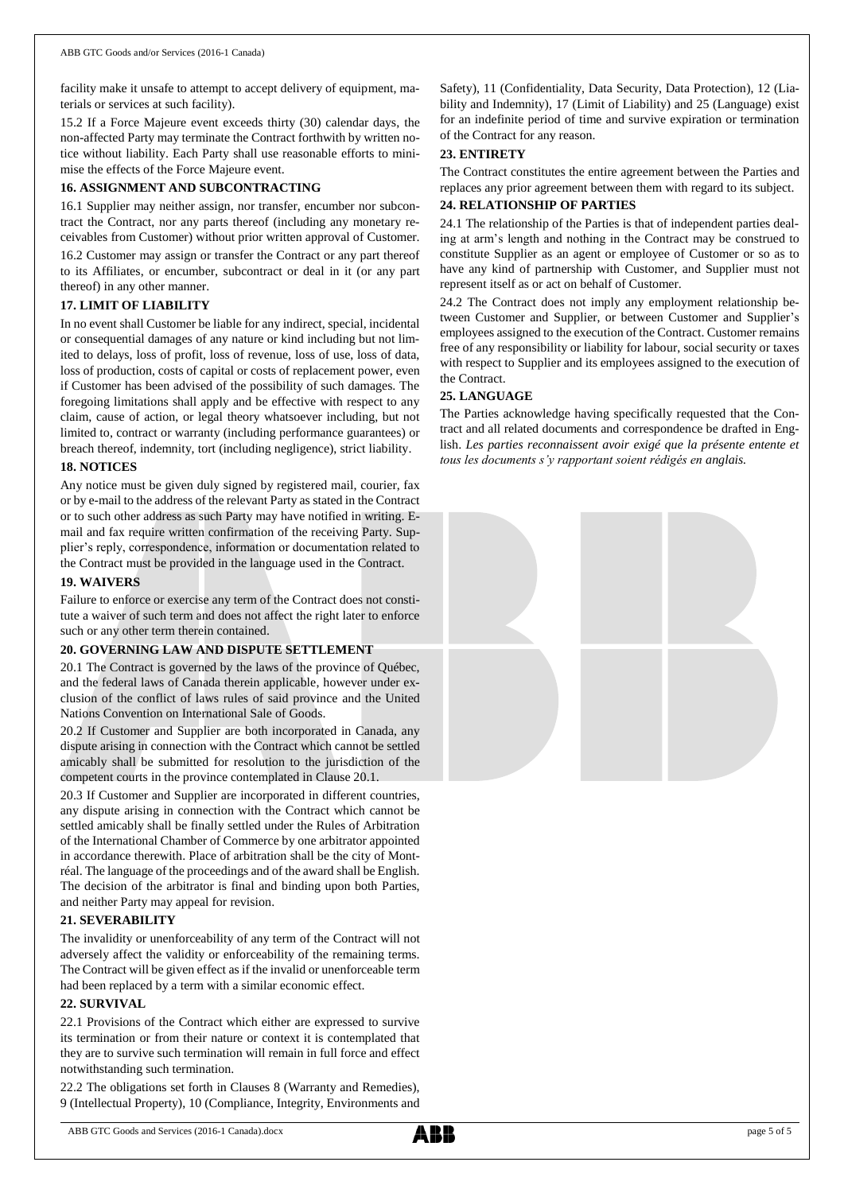facility make it unsafe to attempt to accept delivery of equipment, materials or services at such facility).

15.2 If a Force Majeure event exceeds thirty (30) calendar days, the non-affected Party may terminate the Contract forthwith by written notice without liability. Each Party shall use reasonable efforts to minimise the effects of the Force Majeure event.

## 16. ASSIGNMENT AND SUBCONTRACTING

16.1 Supplier may neither assign, nor transfer, encumber nor subcontract the Contract, nor any parts thereof (including any monetary receivables from Customer) without prior written approval of Customer.

16.2 Customer may assign or transfer the Contract or any part thereof to its Affiliates, or encumber, subcontract or deal in it (or any part thereof) in any other manner.

## 17. LIMIT OF LIABILITY

In no event shall Customer be liable for any indirect, special, incidental or consequential damages of any nature or kind including but not limited to delays, loss of profit, loss of revenue, loss of use, loss of data, loss of production, costs of capital or costs of replacement power, even if Customer has been advised of the possibility of such damages. The foregoing limitations shall apply and be effective with respect to any claim, cause of action, or legal theory whatsoever including, but not limited to, contract or warranty (including performance guarantees) or breach thereof, indemnity, tort (including negligence), strict liability.

## 18. NOTICES

Any notice must be given duly signed by registered mail, courier, fax or by e-mail to the address of the relevant Party as stated in the Contract or to such other address as such Party may have notified in writing. E-mail and fax require written confirmation of the receiving Party. Supplier's reply, correspondence, information or documentation related to the Contract must be provided in the language used in the Contract.

## 19. WAIVERS

Failure to enforce or exercise any term of the Contract does not constitute a waiver of such term and does not affect the right later to enforce such or any other term therein contained.

## 20. GOVERNING LAW AND DISPUTE SETTLEMENT

20.1 The Contract is governed by the laws of the province of Québec, and the federal laws of Canada therein applicable, however under exclusion of the conflict of laws rules of said province and the United Nations Convention on International Sale of Goods.

20.2 If Customer and Supplier are both incorporated in Canada, any dispute arising in connection with the Contract which cannot be settled amicably shall be submitted for resolution to the jurisdiction of the competent courts in the province contemplated in Clause 20.1.

20.3 If Customer and Supplier are incorporated in different countries, any dispute arising in connection with the Contract which cannot be settled amicably shall be finally settled under the Rules of Arbitration of the International Chamber of Commerce by one arbitrator appointed in accordance therewith. Place of arbitration shall be the city of Montréal. The language of the proceedings and of the award shall be English. The decision of the arbitrator is final and binding upon both Parties, and neither Party may appeal for revision.

## 21. SEVERABILITY

The invalidity or unenforceability of any term of the Contract will not adversely affect the validity or enforceability of the remaining terms. The Contract will be given effect as if the invalid or unenforceable term had been replaced by a term with a similar economic effect.

## 22. SURVIVAL

22.1 Provisions of the Contract which either are expressed to survive its termination or from their nature or context it is contemplated that they are to survive such termination will remain in full force and effect notwithstanding such termination.

22.2 The obligations set forth in Clauses 8 (Warranty and Remedies), 9 (Intellectual Property), 10 (Compliance, Integrity, Environments and Safety), 11 (Confidentiality, Data Security, Data Protection), 12 (Liability and Indemnity), 17 (Limit of Liability) and 25 (Language) exist for an indefinite period of time and survive expiration or termination of the Contract for any reason.

## 23. ENTIRETY

The Contract constitutes the entire agreement between the Parties and replaces any prior agreement between them with regard to its subject.

## 24. RELATIONSHIP OF PARTIES

24.1 The relationship of the Parties is that of independent parties dealing at arm's length and nothing in the Contract may be construed to constitute Supplier as an agent or employee of Customer or so as to have any kind of partnership with Customer, and Supplier must not represent itself as or act on behalf of Customer.

24.2 The Contract does not imply any employment relationship between Customer and Supplier, or between Customer and Supplier's employees assigned to the execution of the Contract. Customer remains free of any responsibility or liability for labour, social security or taxes with respect to Supplier and its employees assigned to the execution of the Contract.

## 25. LANGUAGE

The Parties acknowledge having specifically requested that the Contract and all related documents and correspondence be drafted in English. *Les parties reconnaissent avoir exigé que la présente entente et tous les documents s'y rapportant soient rédigés en anglais.*